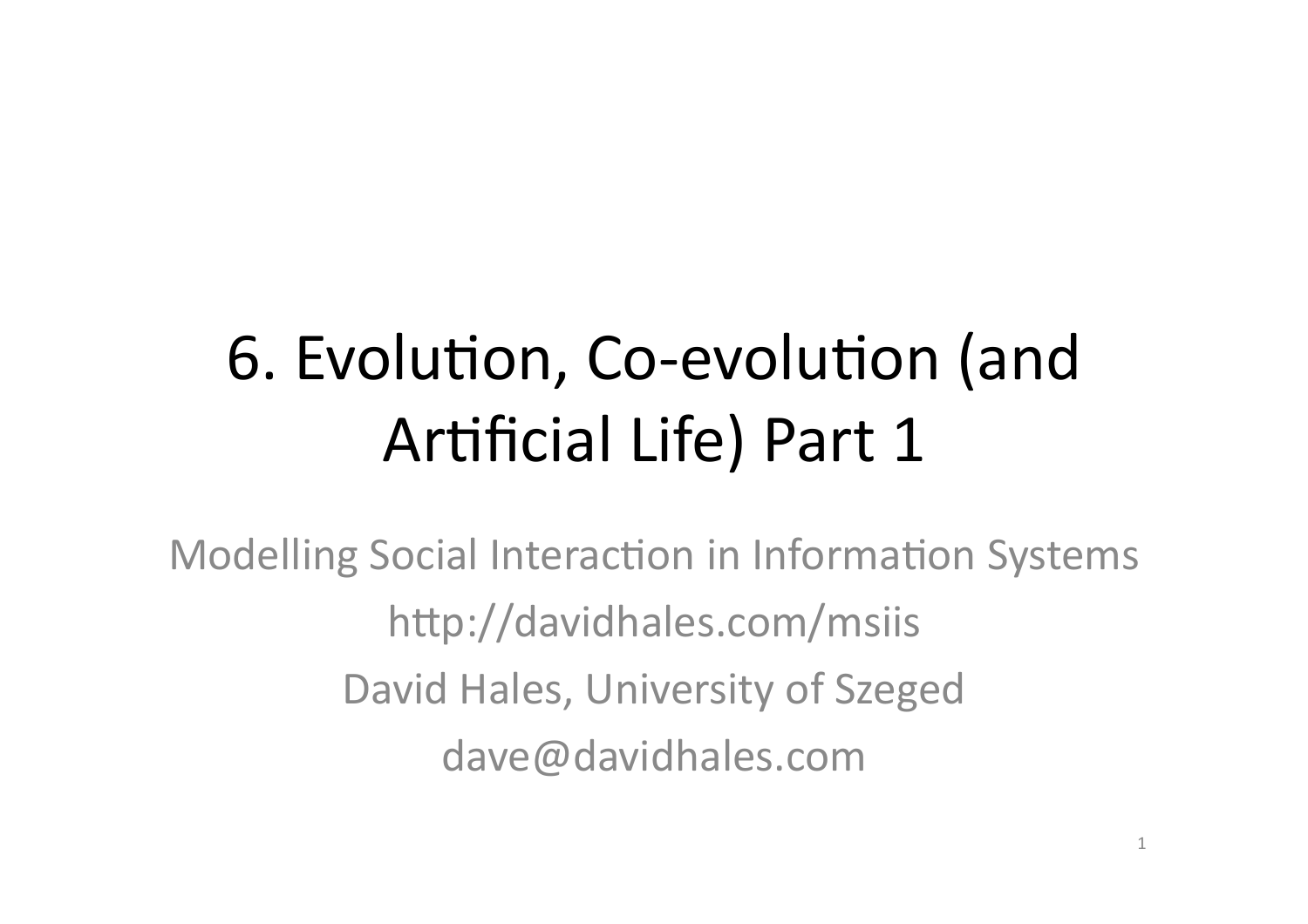# 6. Evolution, Co-evolution (and Artificial Life) Part 1

Modelling Social Interaction in Information Systems

http://davidhales.com/msiis

David Hales, University of Szeged

dave@davidhales.com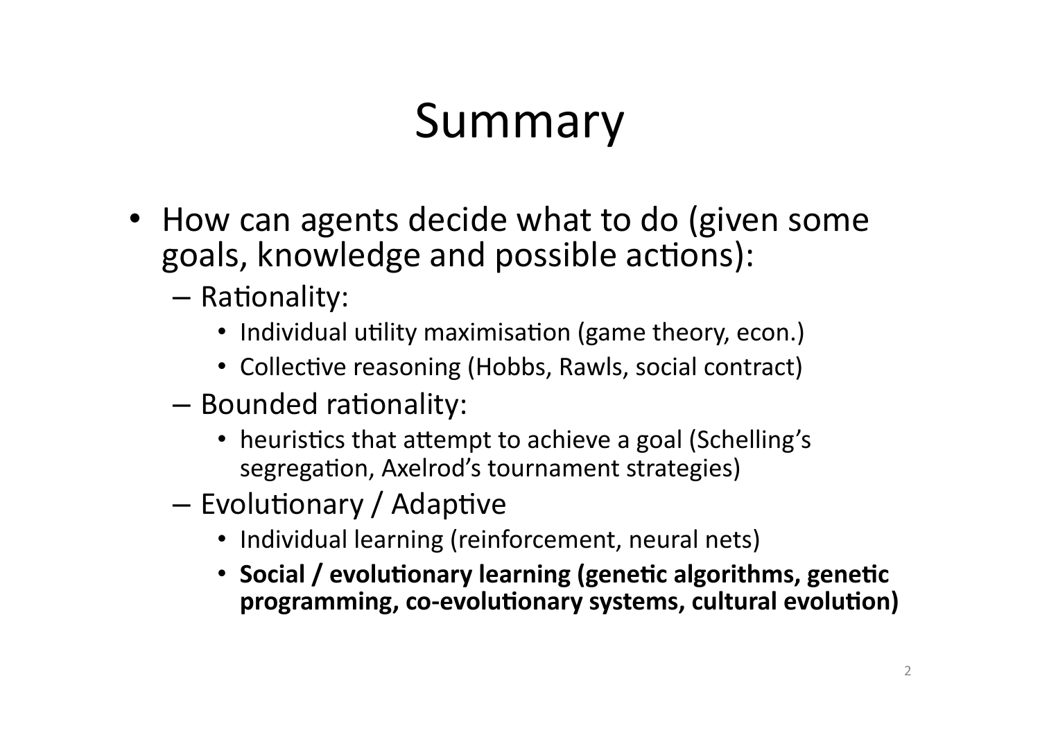# Summary

- How can agents decide what to do (given some goals, knowledge and possible actions):
  - Rationality:
    - Individual utility maximisation (game theory, econ.)
    - Collective reasoning (Hobbs, Rawls, social contract)
  - Bounded rationality:
    - heuristics that attempt to achieve a goal (Schelling's segregation, Axelrod's tournament strategies)
  - Evolutionary / Adaptive
    - Individual learning (reinforcement, neural nets)
    - **Social / evolutionary learning (genetic algorithms, genetic programming, co-evolutionary systems, cultural evolution)**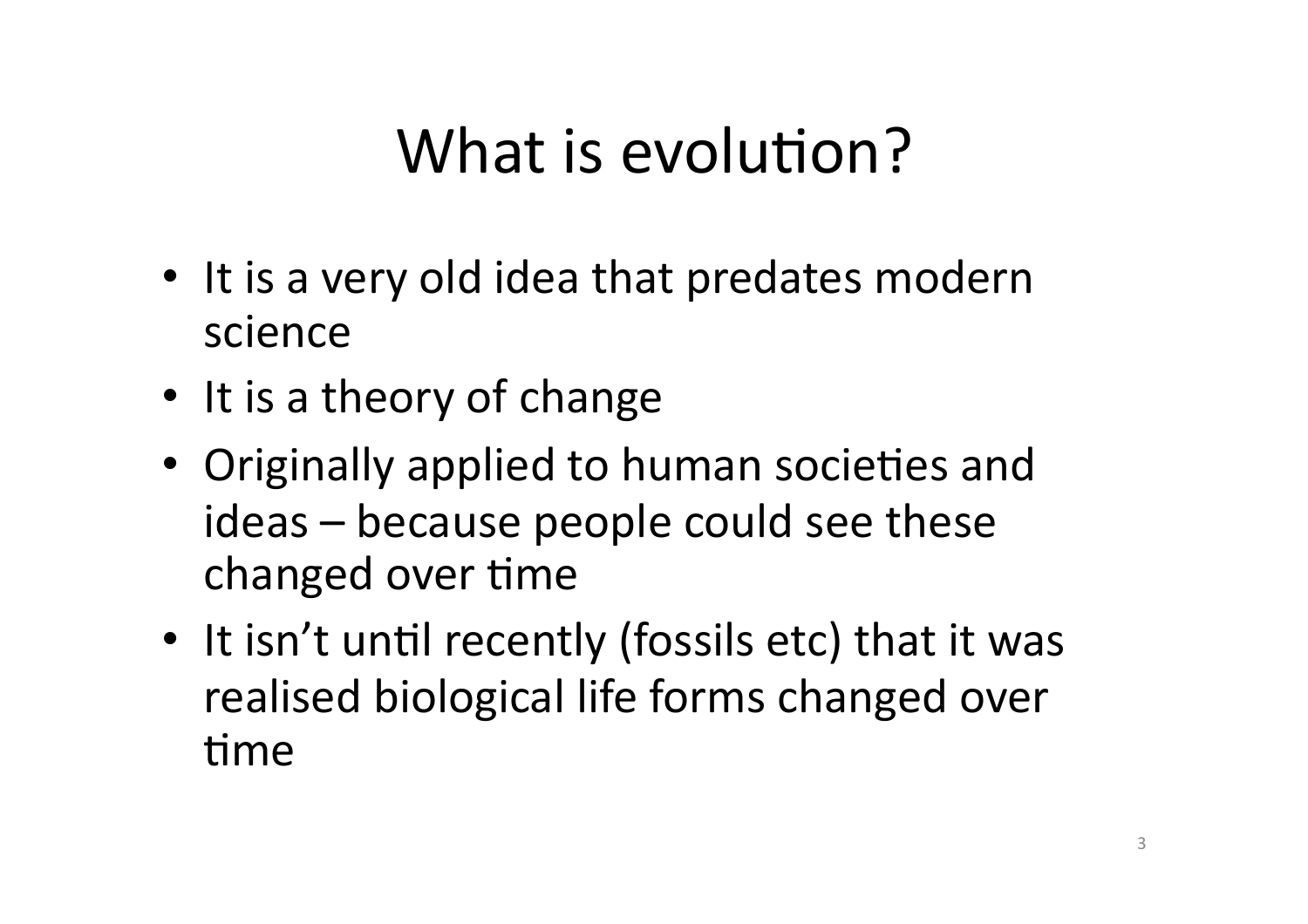# What is evolution?

- It is a very old idea that predates modern science
- It is a theory of change
- Originally applied to human societies and ideas – because people could see these changed over time
- It isn't until recently (fossils etc) that it was realised biological life forms changed over time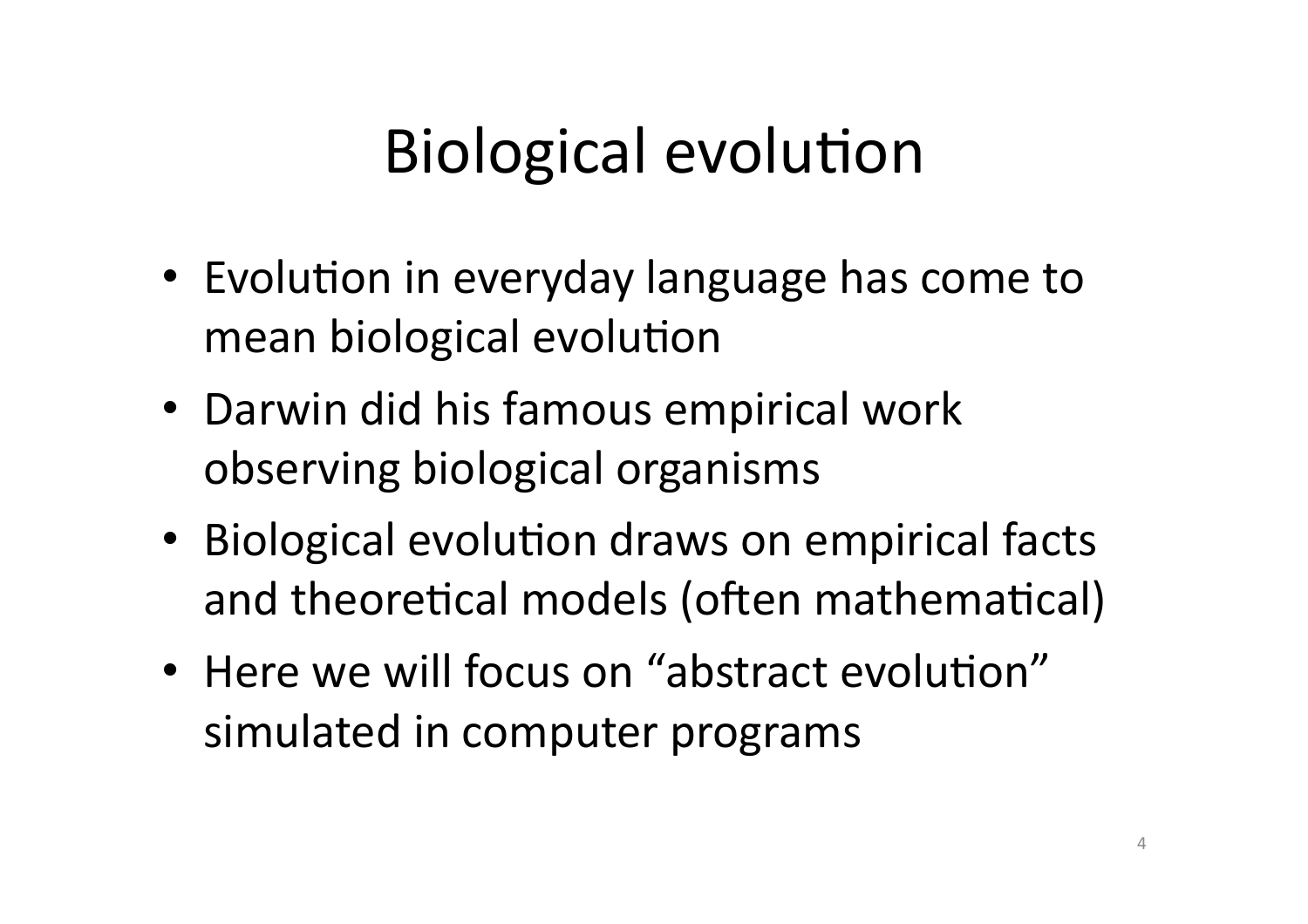# Biological evolution

- Evolution in everyday language has come to mean biological evolution
- Darwin did his famous empirical work observing biological organisms
- Biological evolution draws on empirical facts and theoretical models (often mathematical)
- Here we will focus on "abstract evolution" simulated in computer programs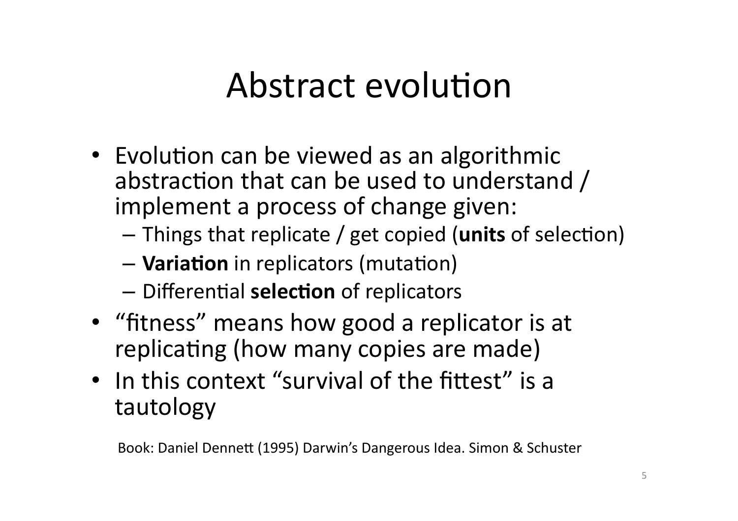# Abstract evolution

- Evolution can be viewed as an algorithmic abstraction that can be used to understand / implement a process of change given:
  - Things that replicate / get copied (**units** of selection)
  - **Variation** in replicators (mutation)
  - Differential **selection** of replicators
- "fitness" means how good a replicator is at replicating (how many copies are made)
- In this context "survival of the fittest" is a tautology

Book: Daniel Dennett (1995) Darwin's Dangerous Idea. Simon & Schuster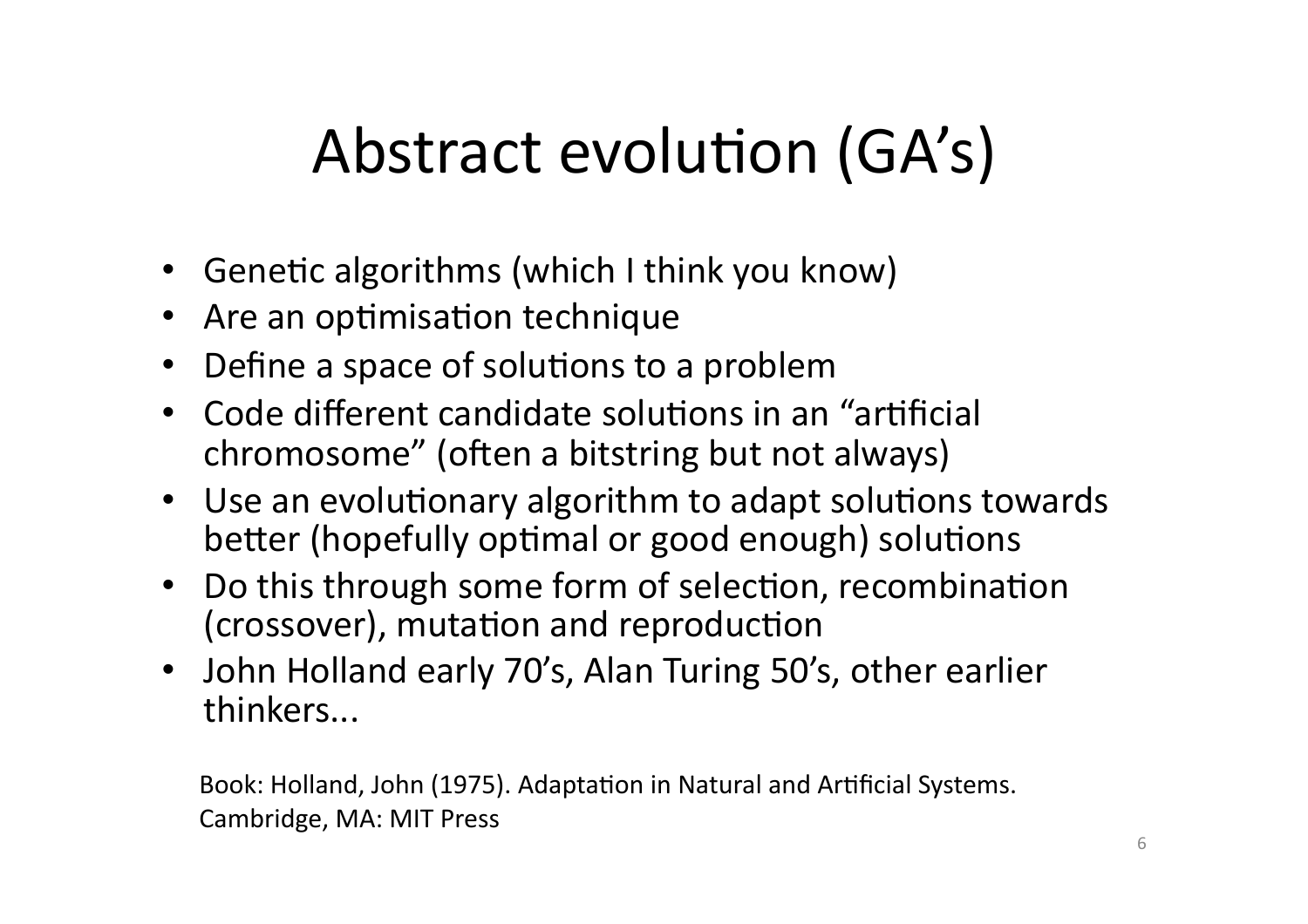# Abstract evolution (GA's)

- Genetic algorithms (which I think you know)
- Are an optimisation technique
- Define a space of solutions to a problem
- Code different candidate solutions in an "artificial chromosome" (often a bitstring but not always)
- Use an evolutionary algorithm to adapt solutions towards better (hopefully optimal or good enough) solutions
- Do this through some form of selection, recombination (crossover), mutation and reproduction
- John Holland early 70's, Alan Turing 50's, other earlier thinkers...

Book: Holland, John (1975). Adaptation in Natural and Artificial Systems. Cambridge, MA: MIT Press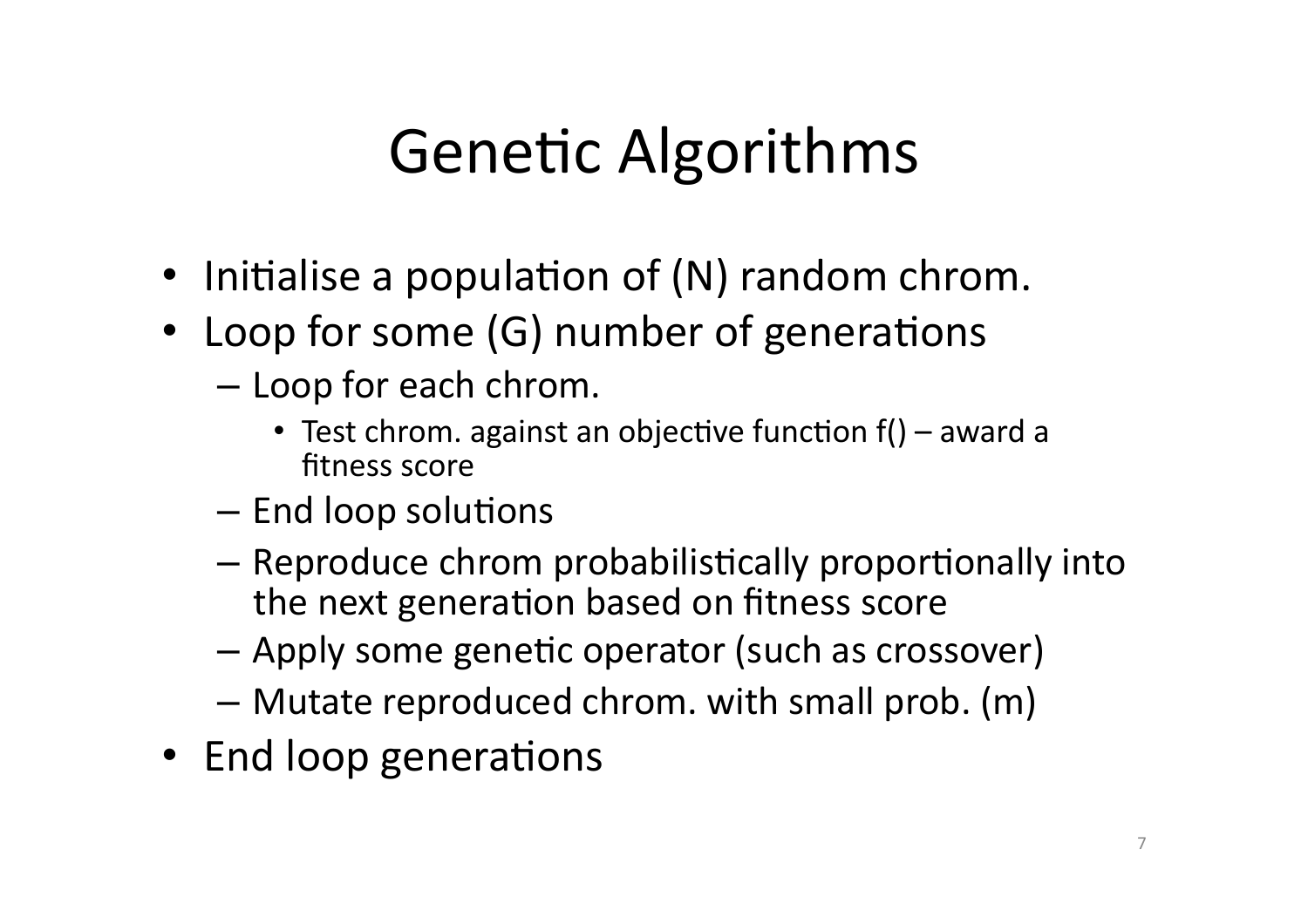# Genetic Algorithms

- Initialise a population of (N) random chrom.
- Loop for some (G) number of generations
  - Loop for each chrom.
    - Test chrom. against an objective function f() – award a fitness score
  - End loop solutions
  - Reproduce chrom probabilistically proportionally into the next generation based on fitness score
  - Apply some genetic operator (such as crossover)
  - Mutate reproduced chrom. with small prob. (m)
- End loop generations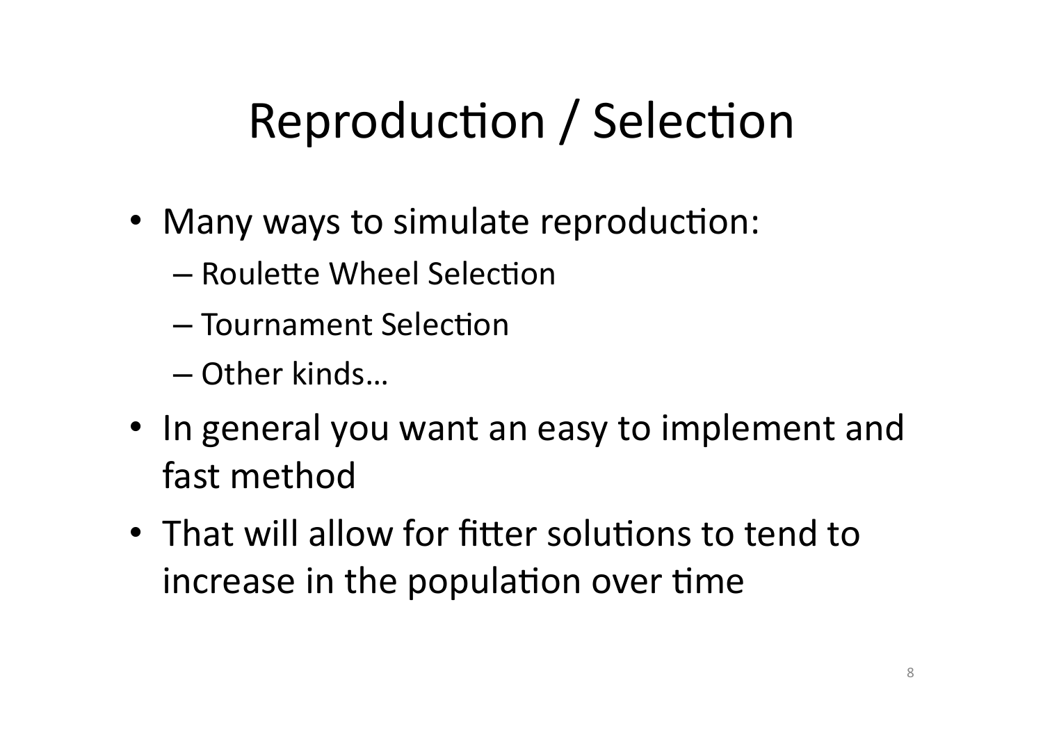# Reproduction / Selection

- Many ways to simulate reproduction:
  - Roulette Wheel Selection
  - Tournament Selection
  - Other kinds…
- In general you want an easy to implement and fast method
- That will allow for fitter solutions to tend to increase in the population over time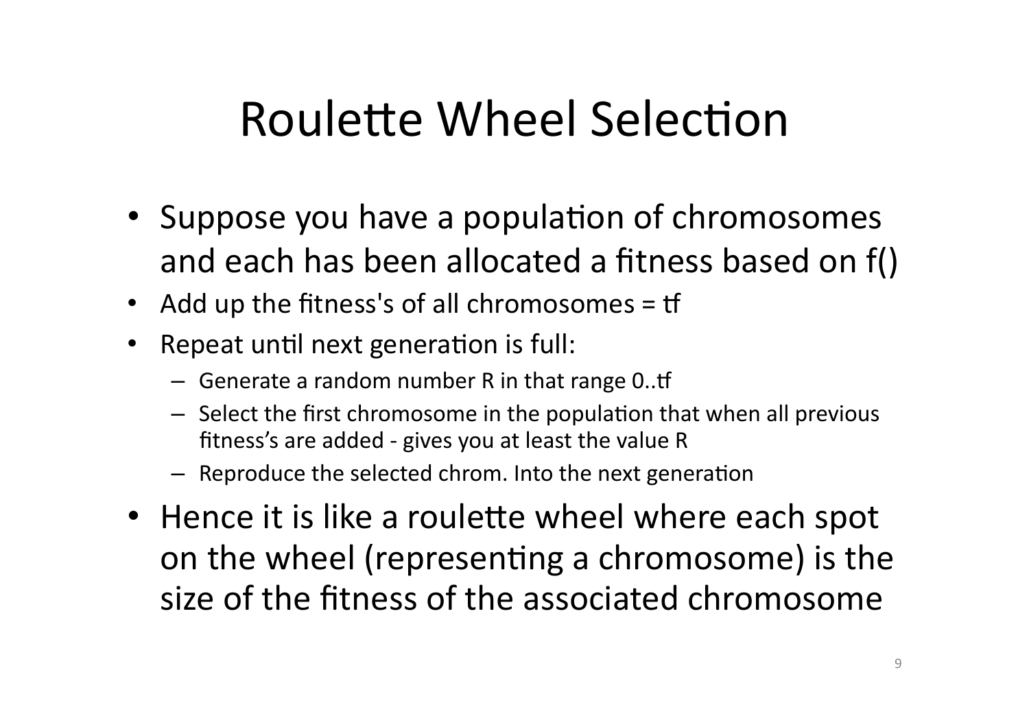# Roulette Wheel Selection

- Suppose you have a population of chromosomes and each has been allocated a fitness based on f()
- Add up the fitness's of all chromosomes = tf
- Repeat until next generation is full:
  - Generate a random number R in that range 0..tf
  - Select the first chromosome in the population that when all previous fitness's are added - gives you at least the value R
  - Reproduce the selected chrom. Into the next generation
- Hence it is like a roulette wheel where each spot on the wheel (representing a chromosome) is the size of the fitness of the associated chromosome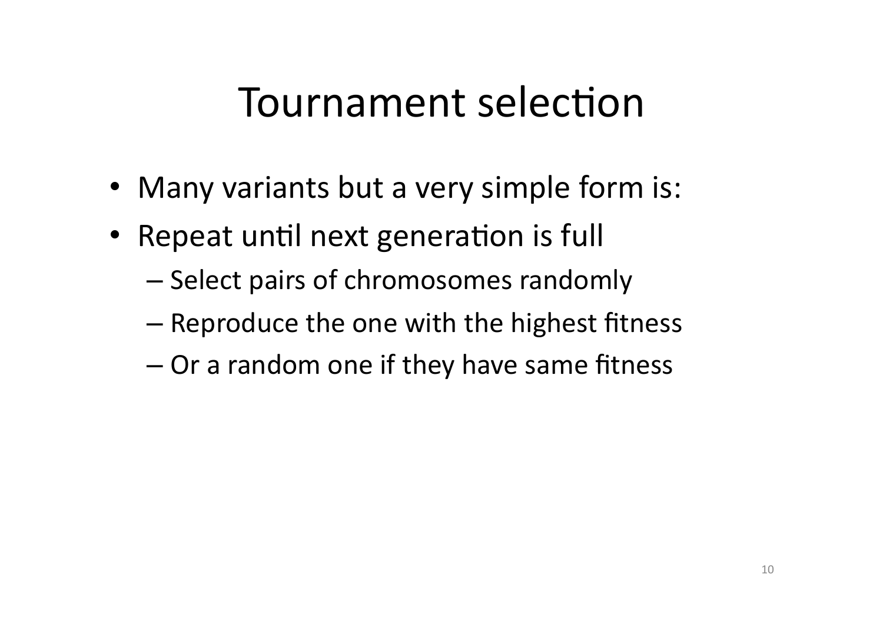# Tournament selection

- Many variants but a very simple form is:
- Repeat until next generation is full
  - Select pairs of chromosomes randomly
  - Reproduce the one with the highest fitness
  - Or a random one if they have same fitness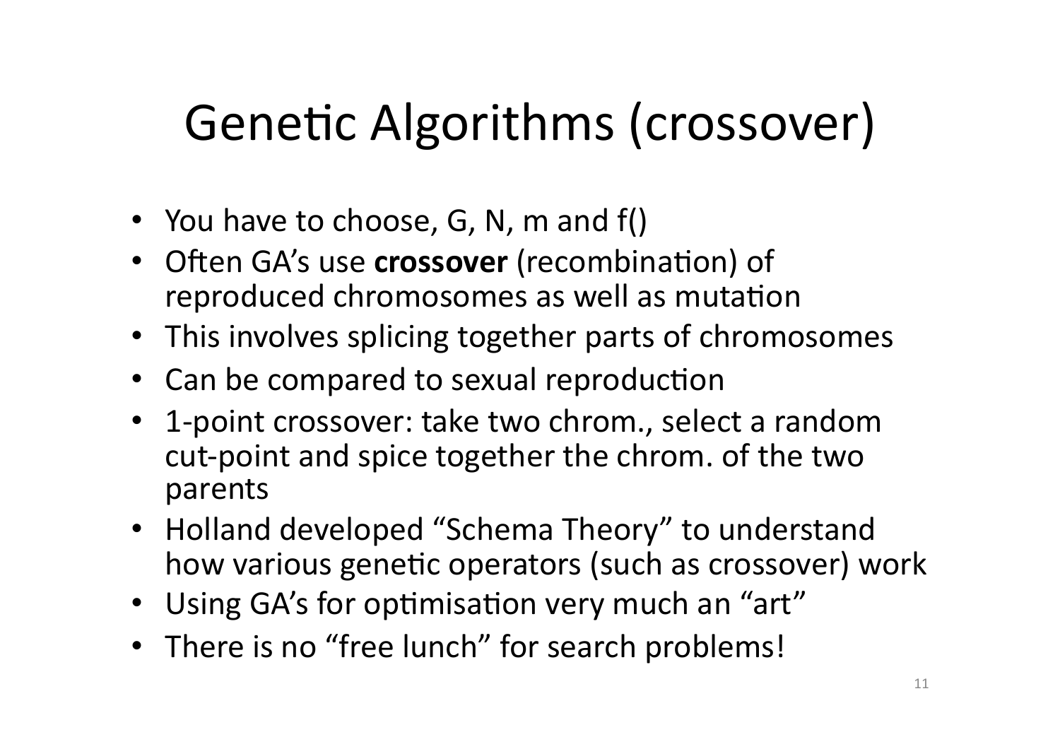# Genetic Algorithms (crossover)

- You have to choose, G, N, m and f()
- Often GA's use **crossover** (recombination) of reproduced chromosomes as well as mutation
- This involves splicing together parts of chromosomes
- Can be compared to sexual reproduction
- 1-point crossover: take two chrom., select a random cut-point and spice together the chrom. of the two parents
- Holland developed "Schema Theory" to understand how various genetic operators (such as crossover) work
- Using GA's for optimisation very much an "art"
- There is no "free lunch" for search problems!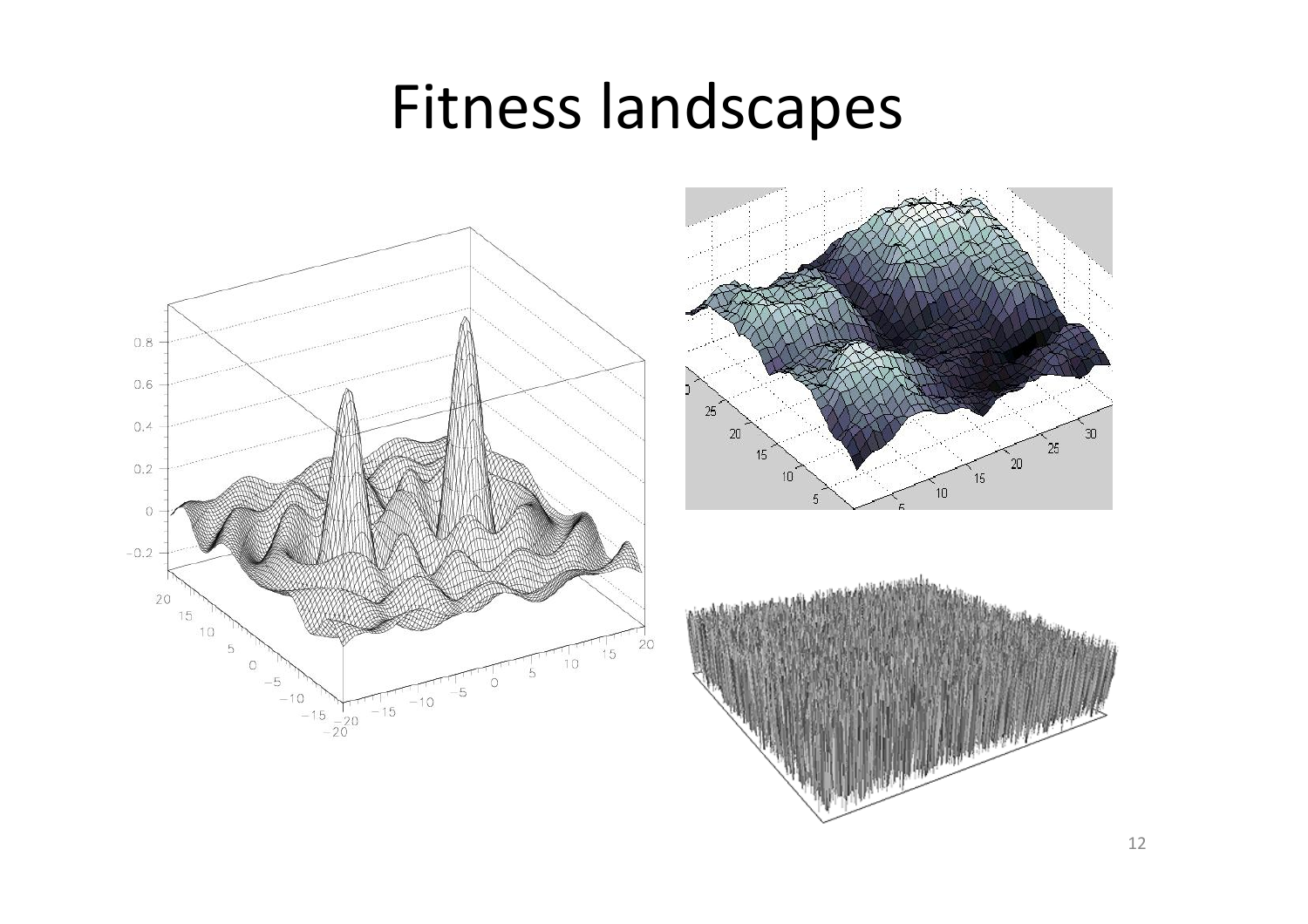# Fitness landscapes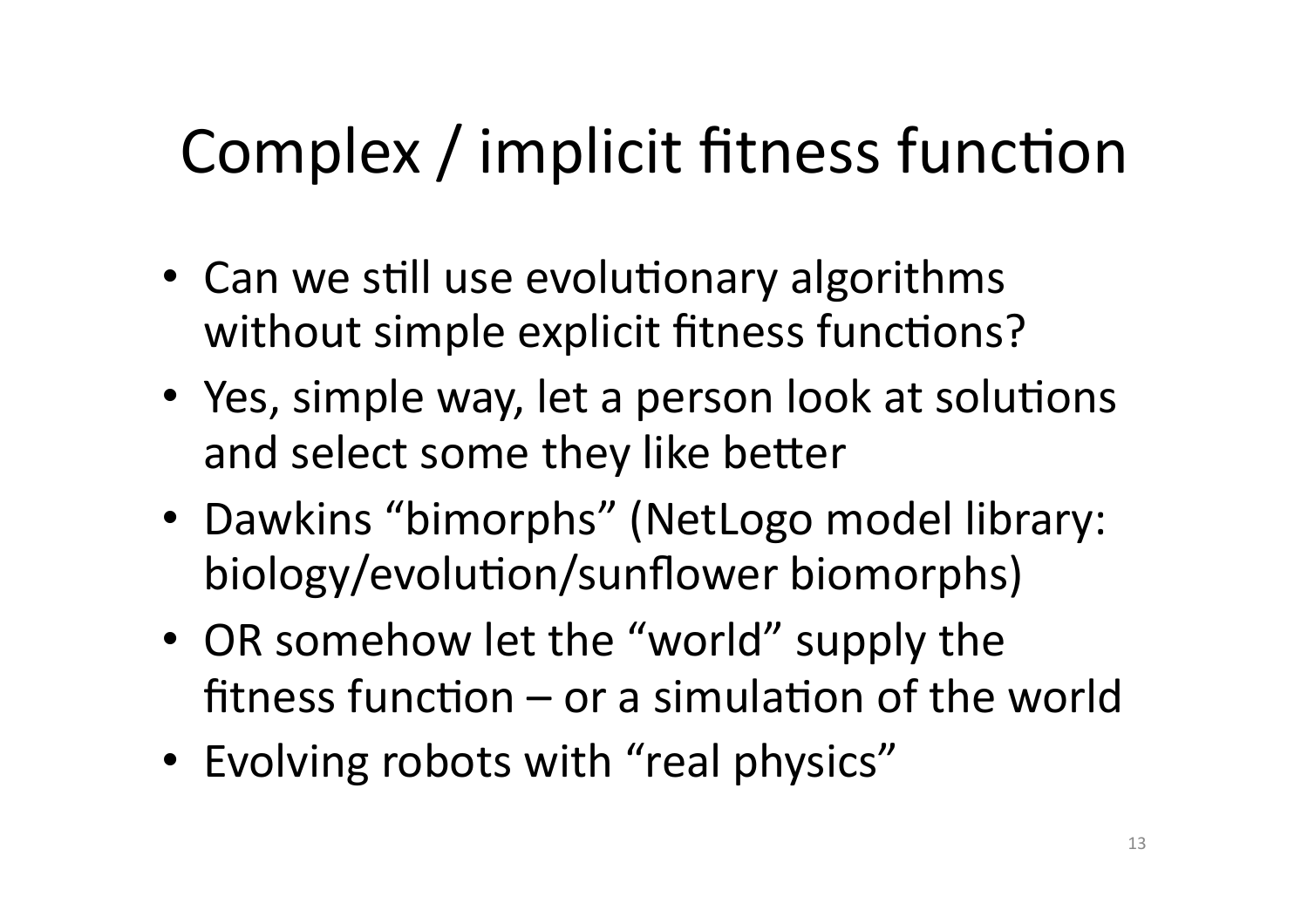# Complex / implicit fitness function

- Can we still use evolutionary algorithms without simple explicit fitness functions?
- Yes, simple way, let a person look at solutions and select some they like better
- Dawkins "bimorphs" (NetLogo model library: biology/evolution/sunflower biomorphs)
- OR somehow let the "world" supply the fitness function – or a simulation of the world
- Evolving robots with "real physics"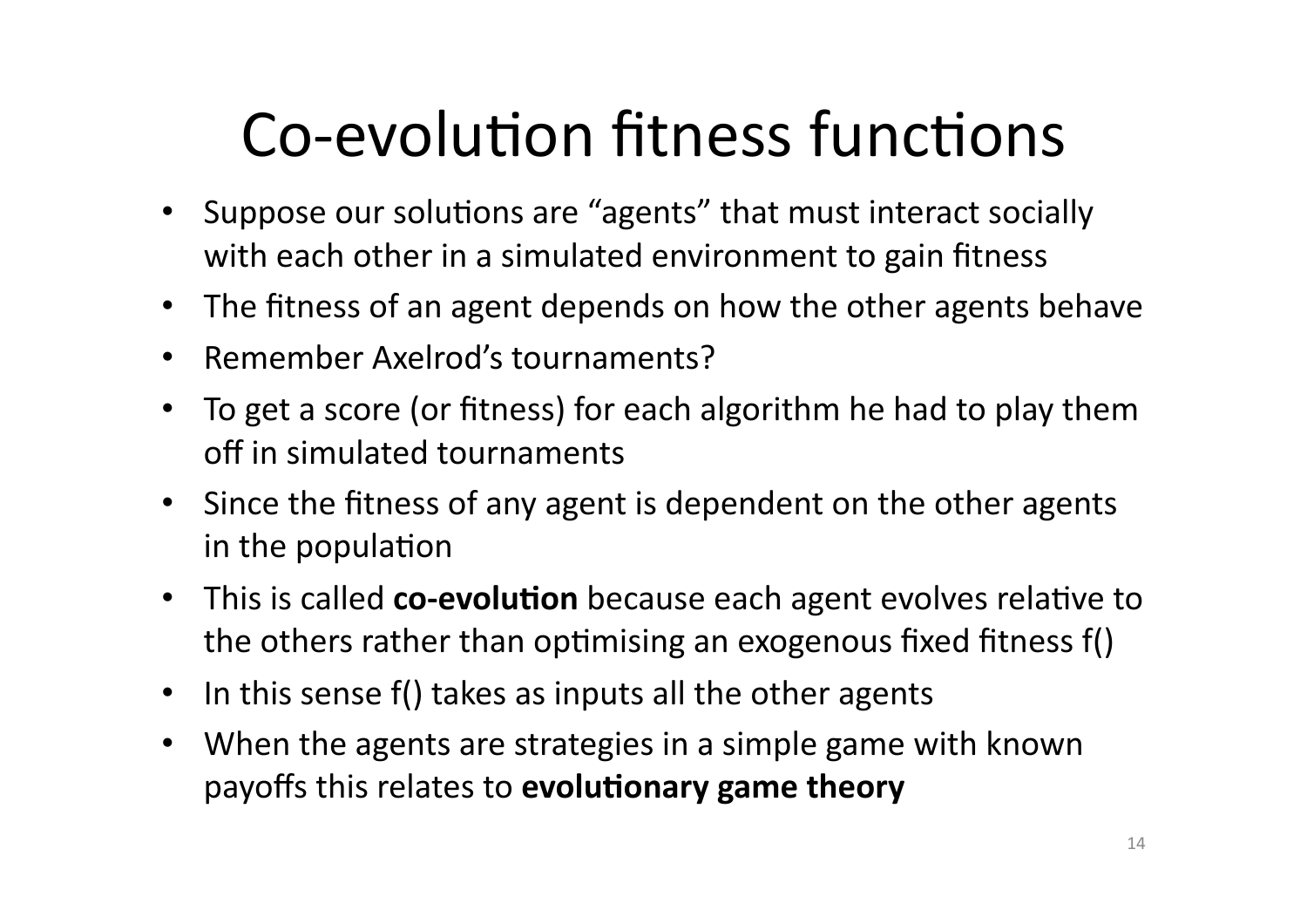# Co-evolution fitness functions

- Suppose our solutions are "agents" that must interact socially with each other in a simulated environment to gain fitness
- The fitness of an agent depends on how the other agents behave
- Remember Axelrod's tournaments?
- To get a score (or fitness) for each algorithm he had to play them off in simulated tournaments
- Since the fitness of any agent is dependent on the other agents in the population
- This is called **co-evolution** because each agent evolves relative to the others rather than optimising an exogenous fixed fitness f()
- In this sense f() takes as inputs all the other agents
- When the agents are strategies in a simple game with known payoffs this relates to **evolutionary game theory**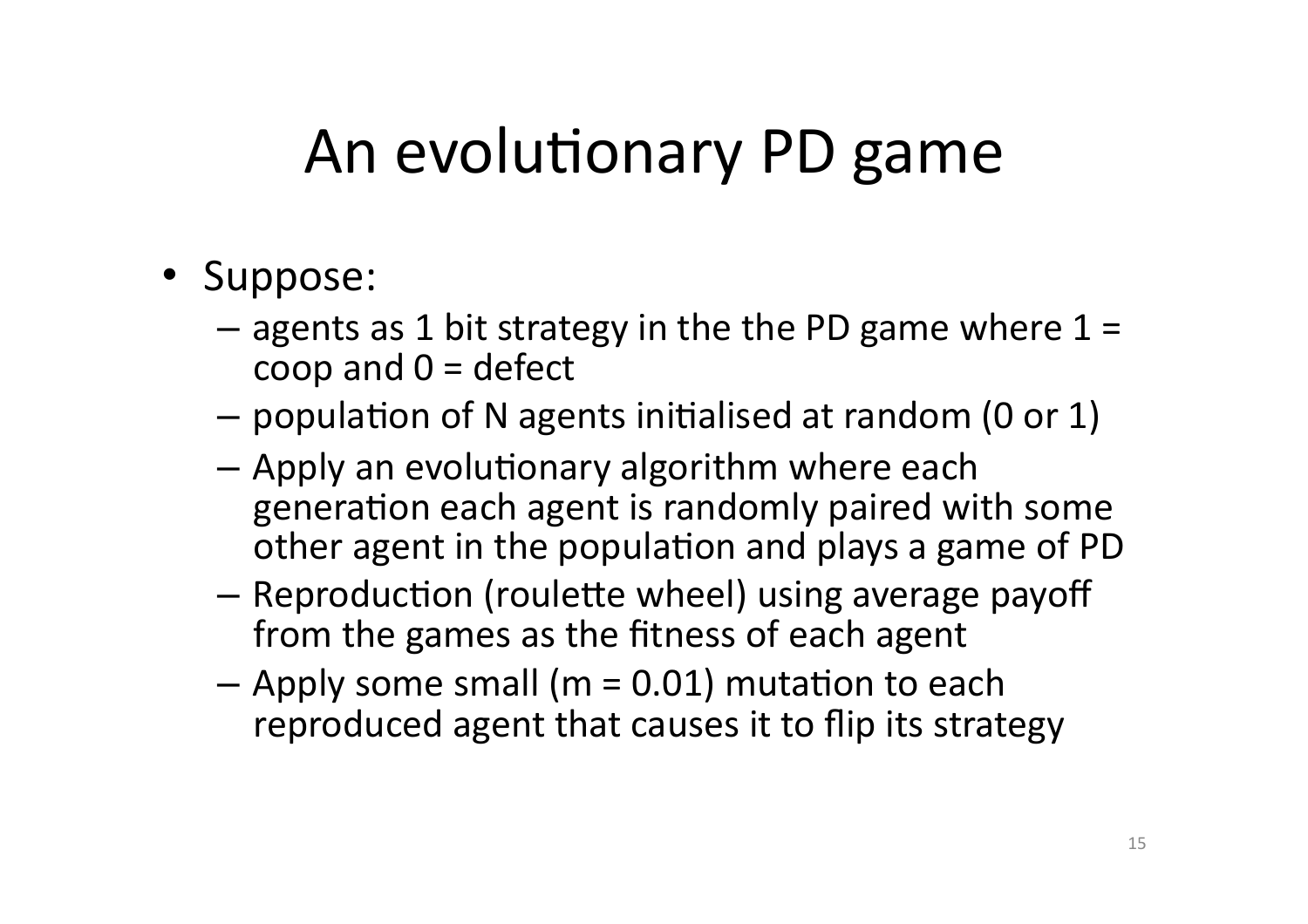# An evolutionary PD game

- Suppose:
  - agents as 1 bit strategy in the the PD game where 1 = coop and 0 = defect
  - population of N agents initialised at random (0 or 1)
  - Apply an evolutionary algorithm where each generation each agent is randomly paired with some other agent in the population and plays a game of PD
  - Reproduction (roulette wheel) using average payoff from the games as the fitness of each agent
  - Apply some small (m = 0.01) mutation to each reproduced agent that causes it to flip its strategy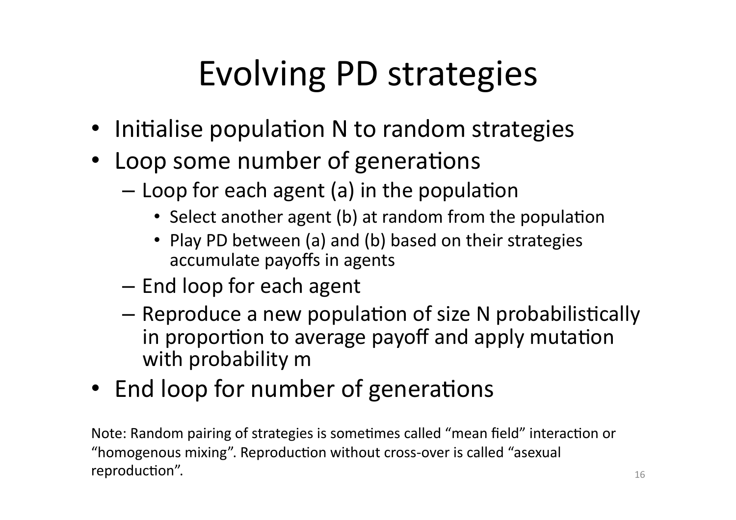# Evolving PD strategies

- Initialise population N to random strategies
- Loop some number of generations
  - Loop for each agent (a) in the population
    - Select another agent (b) at random from the population
    - Play PD between (a) and (b) based on their strategies accumulate payoffs in agents
  - End loop for each agent
  - Reproduce a new population of size N probabilistically in proportion to average payoff and apply mutation with probability m
- End loop for number of generations

Note: Random pairing of strategies is sometimes called "mean field" interaction or "homogenous mixing". Reproduction without cross-over is called "asexual reproduction".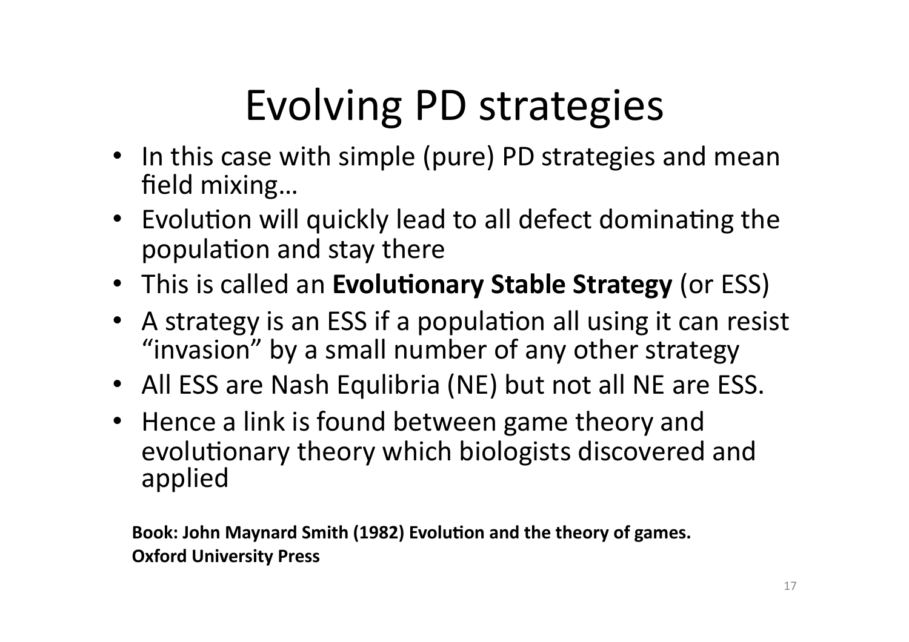# Evolving PD strategies

- In this case with simple (pure) PD strategies and mean field mixing…
- Evolution will quickly lead to all defect dominating the population and stay there
- This is called an **Evolutionary Stable Strategy** (or ESS)
- A strategy is an ESS if a population all using it can resist "invasion" by a small number of any other strategy
- All ESS are Nash Equlibria (NE) but not all NE are ESS.
- Hence a link is found between game theory and evolutionary theory which biologists discovered and applied

**Book: John Maynard Smith (1982) Evolution and the theory of games. Oxford University Press**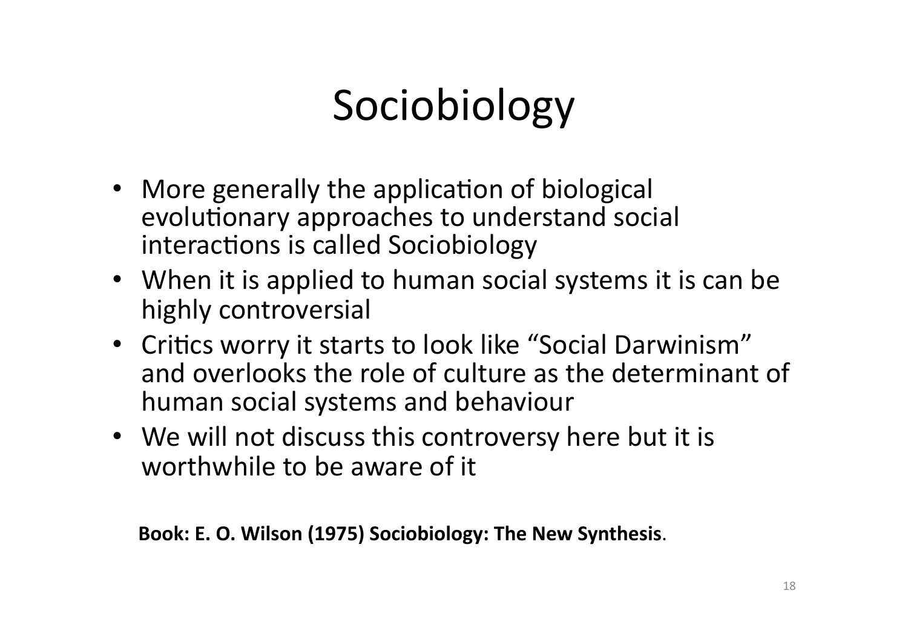# Sociobiology

- More generally the application of biological evolutionary approaches to understand social interactions is called Sociobiology
- When it is applied to human social systems it is can be highly controversial
- Critics worry it starts to look like "Social Darwinism" and overlooks the role of culture as the determinant of human social systems and behaviour
- We will not discuss this controversy here but it is worthwhile to be aware of it

**Book: E. O. Wilson (1975) Sociobiology: The New Synthesis**.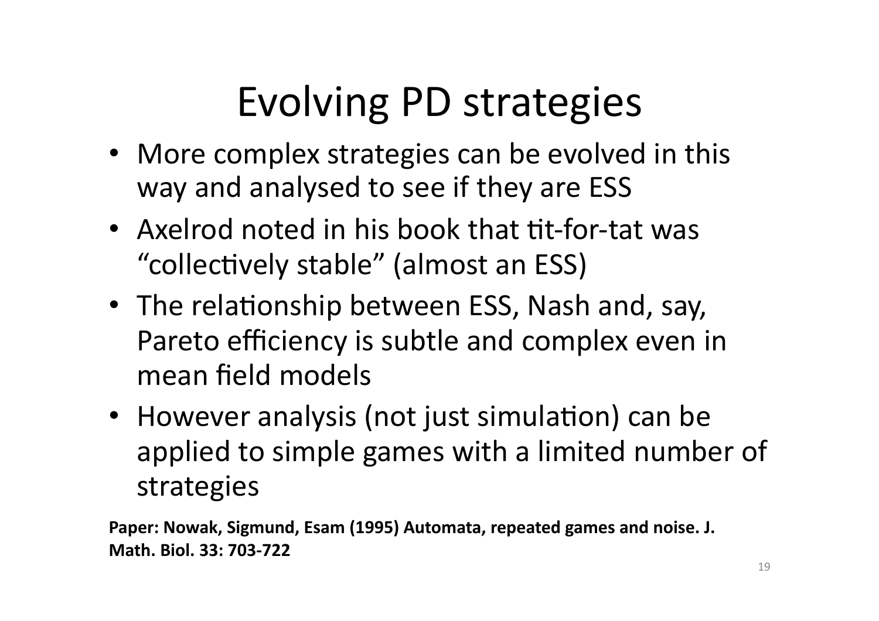# Evolving PD strategies

- More complex strategies can be evolved in this way and analysed to see if they are ESS
- Axelrod noted in his book that tit-for-tat was "collectively stable" (almost an ESS)
- The relationship between ESS, Nash and, say, Pareto efficiency is subtle and complex even in mean field models
- However analysis (not just simulation) can be applied to simple games with a limited number of strategies

**Paper: Nowak, Sigmund, Esam (1995) Automata, repeated games and noise. J. Math. Biol. 33: 703-722**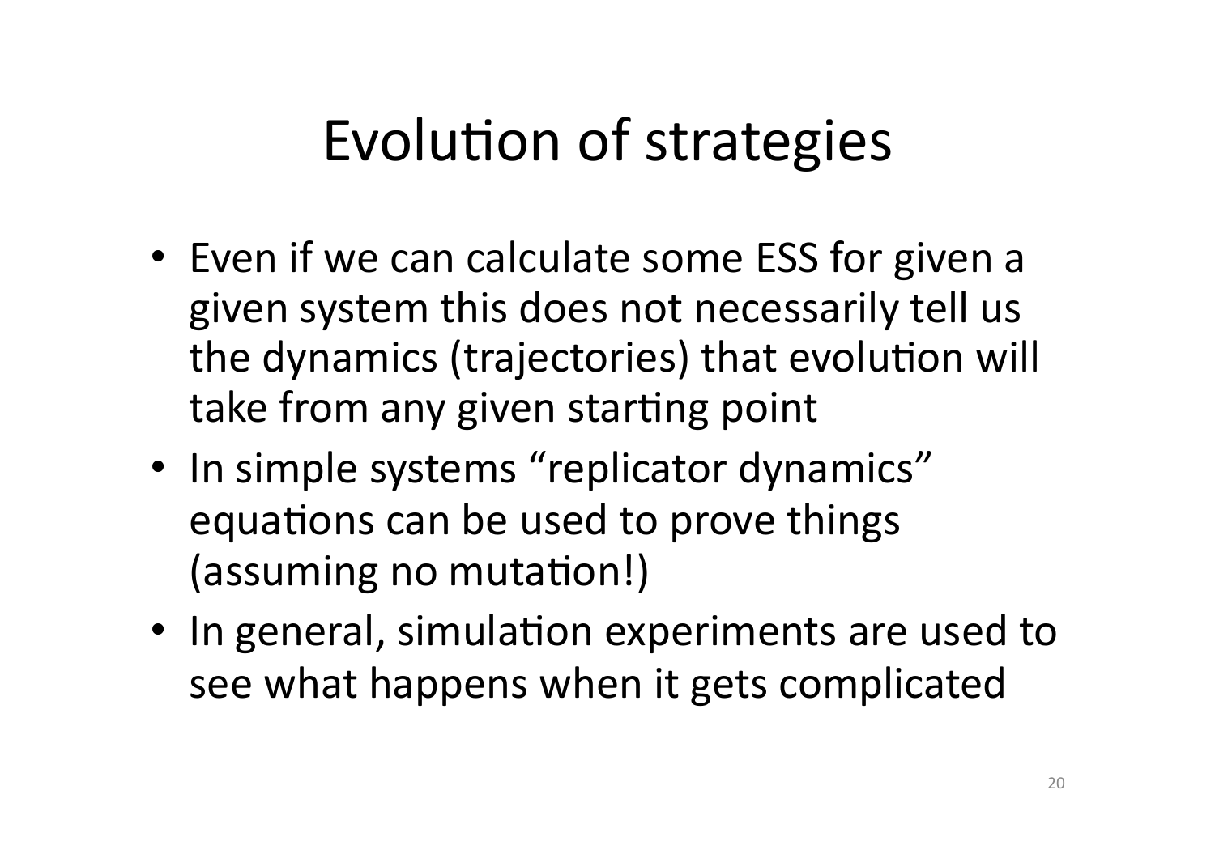# Evolution of strategies

- Even if we can calculate some ESS for given a given system this does not necessarily tell us the dynamics (trajectories) that evolution will take from any given starting point
- In simple systems "replicator dynamics" equations can be used to prove things (assuming no mutation!)
- In general, simulation experiments are used to see what happens when it gets complicated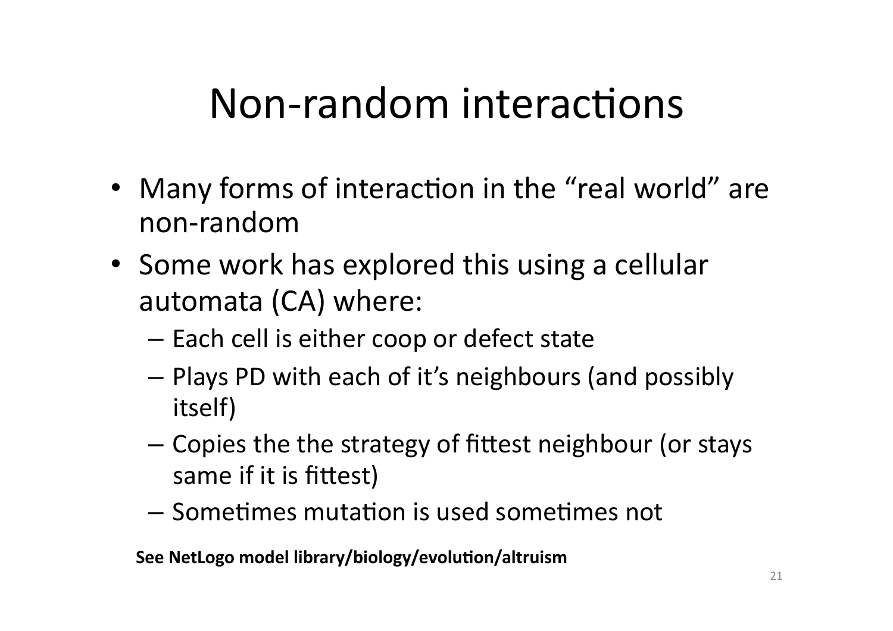# Non-random interactions

- Many forms of interaction in the "real world" are non-random
- Some work has explored this using a cellular automata (CA) where:
  - Each cell is either coop or defect state
  - Plays PD with each of it's neighbours (and possibly itself)
  - Copies the the strategy of fittest neighbour (or stays same if it is fittest)
  - Sometimes mutation is used sometimes not

**See NetLogo model library/biology/evolution/altruism**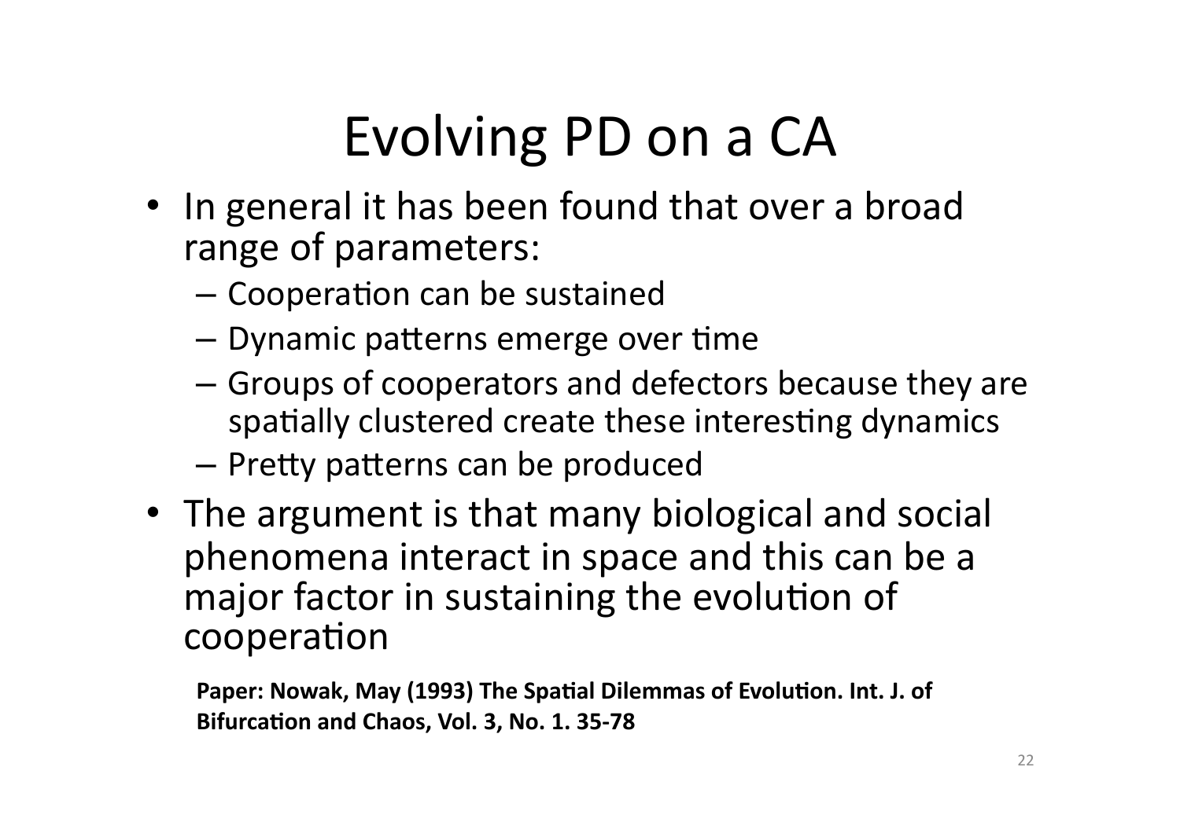# Evolving PD on a CA

- In general it has been found that over a broad range of parameters:
  - Cooperation can be sustained
  - Dynamic patterns emerge over time
  - Groups of cooperators and defectors because they are spatially clustered create these interesting dynamics
  - Pretty patterns can be produced
- The argument is that many biological and social phenomena interact in space and this can be a major factor in sustaining the evolution of cooperation

**Paper: Nowak, May (1993) The Spatial Dilemmas of Evolution. Int. J. of Bifurcation and Chaos, Vol. 3, No. 1. 35-78**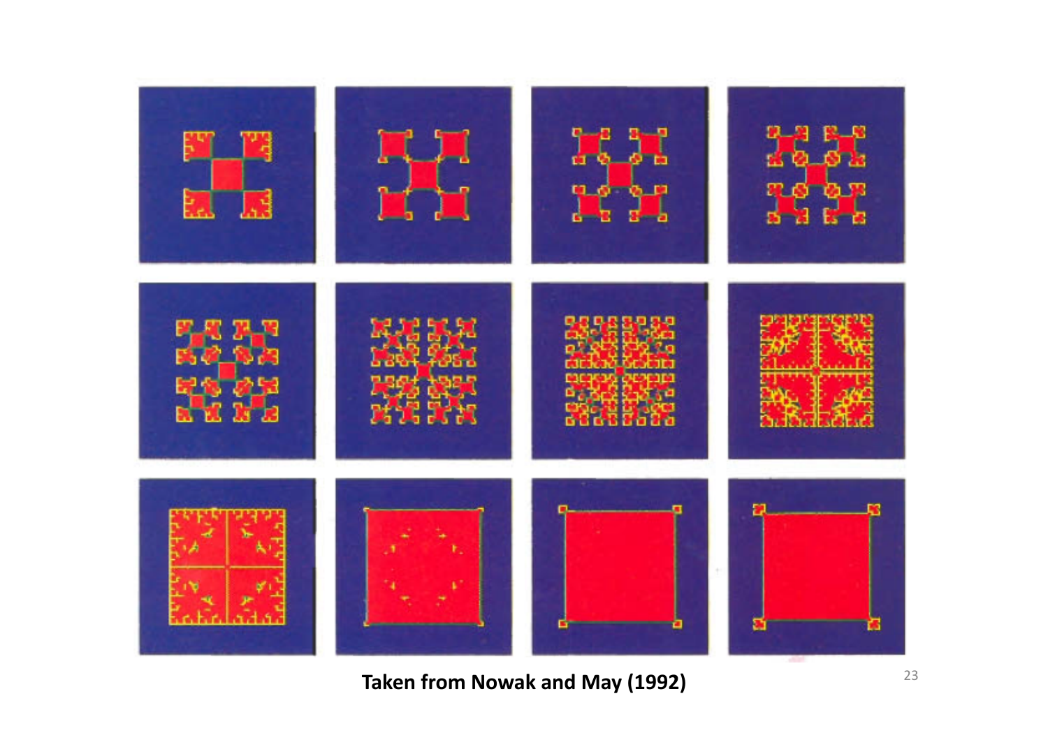**Taken from Nowak and May (1992)**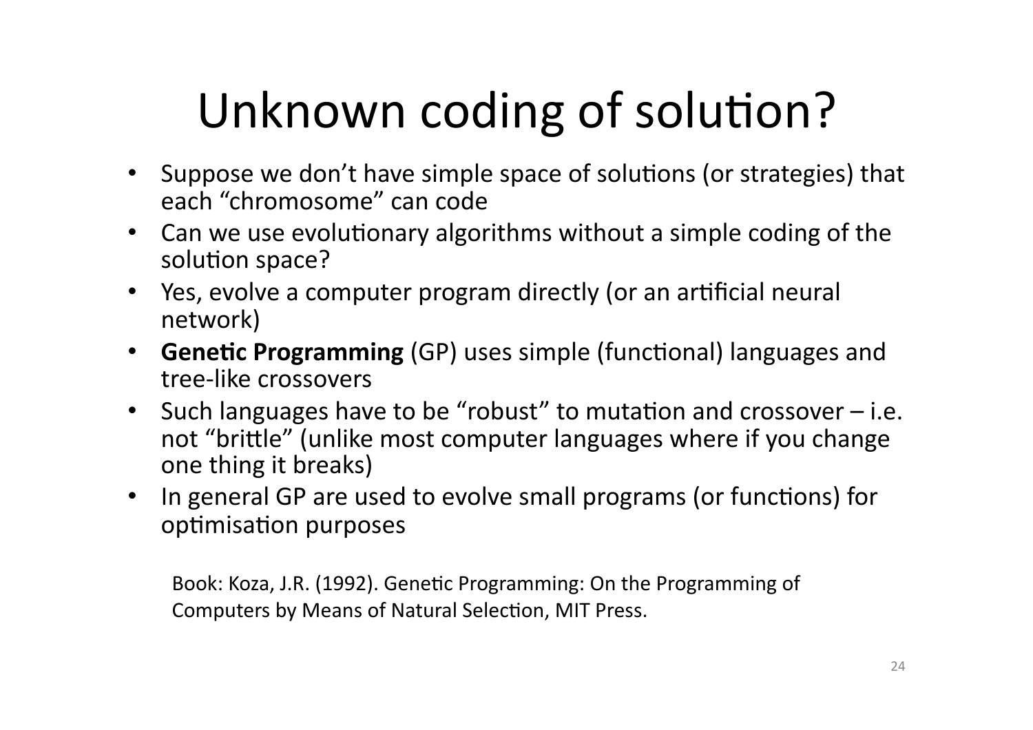# Unknown coding of solution?

- Suppose we don't have simple space of solutions (or strategies) that each "chromosome" can code
- Can we use evolutionary algorithms without a simple coding of the solution space?
- Yes, evolve a computer program directly (or an artificial neural network)
- **Genetic Programming** (GP) uses simple (functional) languages and tree-like crossovers
- Such languages have to be "robust" to mutation and crossover – i.e. not "brittle" (unlike most computer languages where if you change one thing it breaks)
- In general GP are used to evolve small programs (or functions) for optimisation purposes

Book: Koza, J.R. (1992). Genetic Programming: On the Programming of Computers by Means of Natural Selection, MIT Press.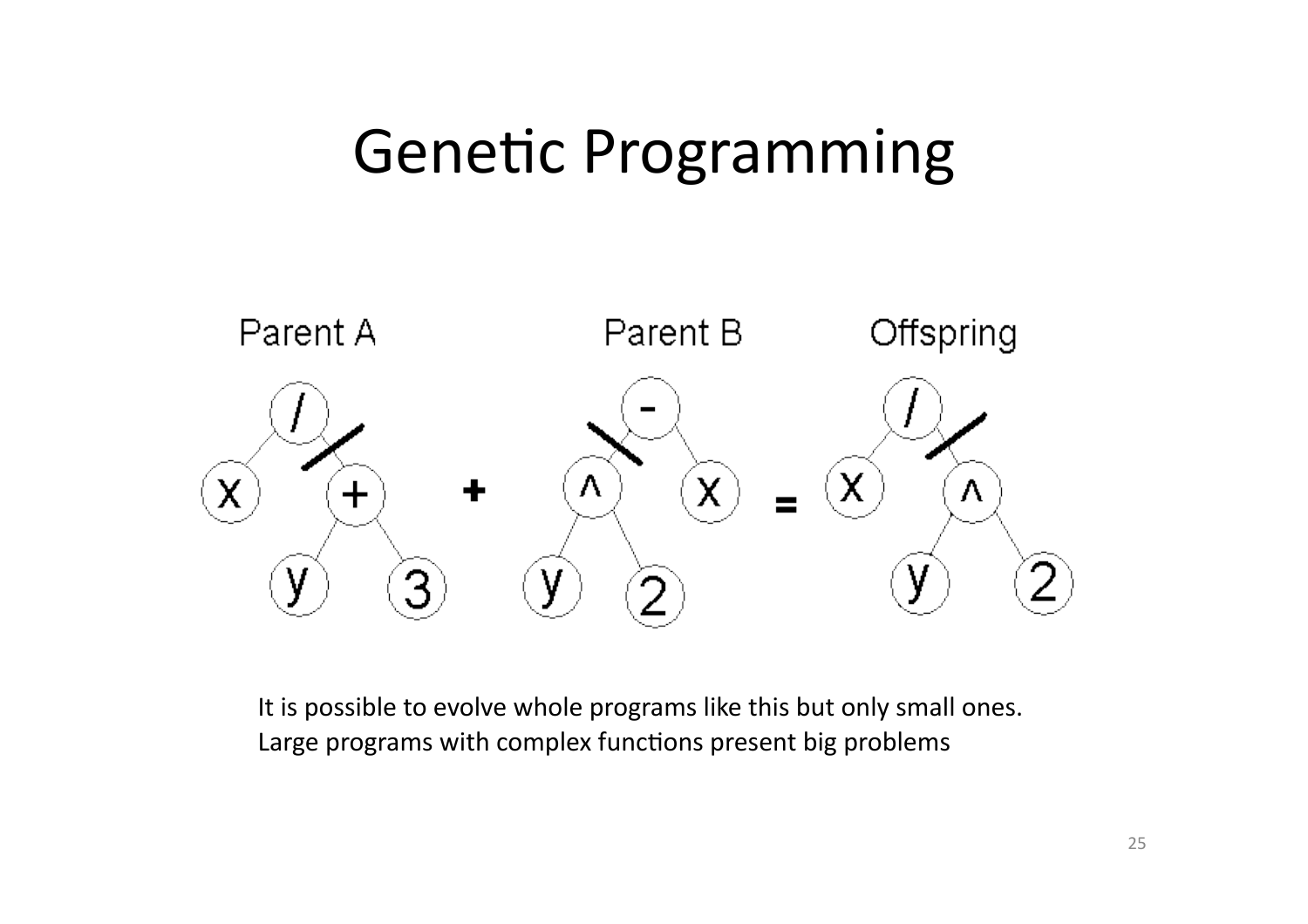# Genetic Programming

It is possible to evolve whole programs like this but only small ones.
Large programs with complex functions present big problems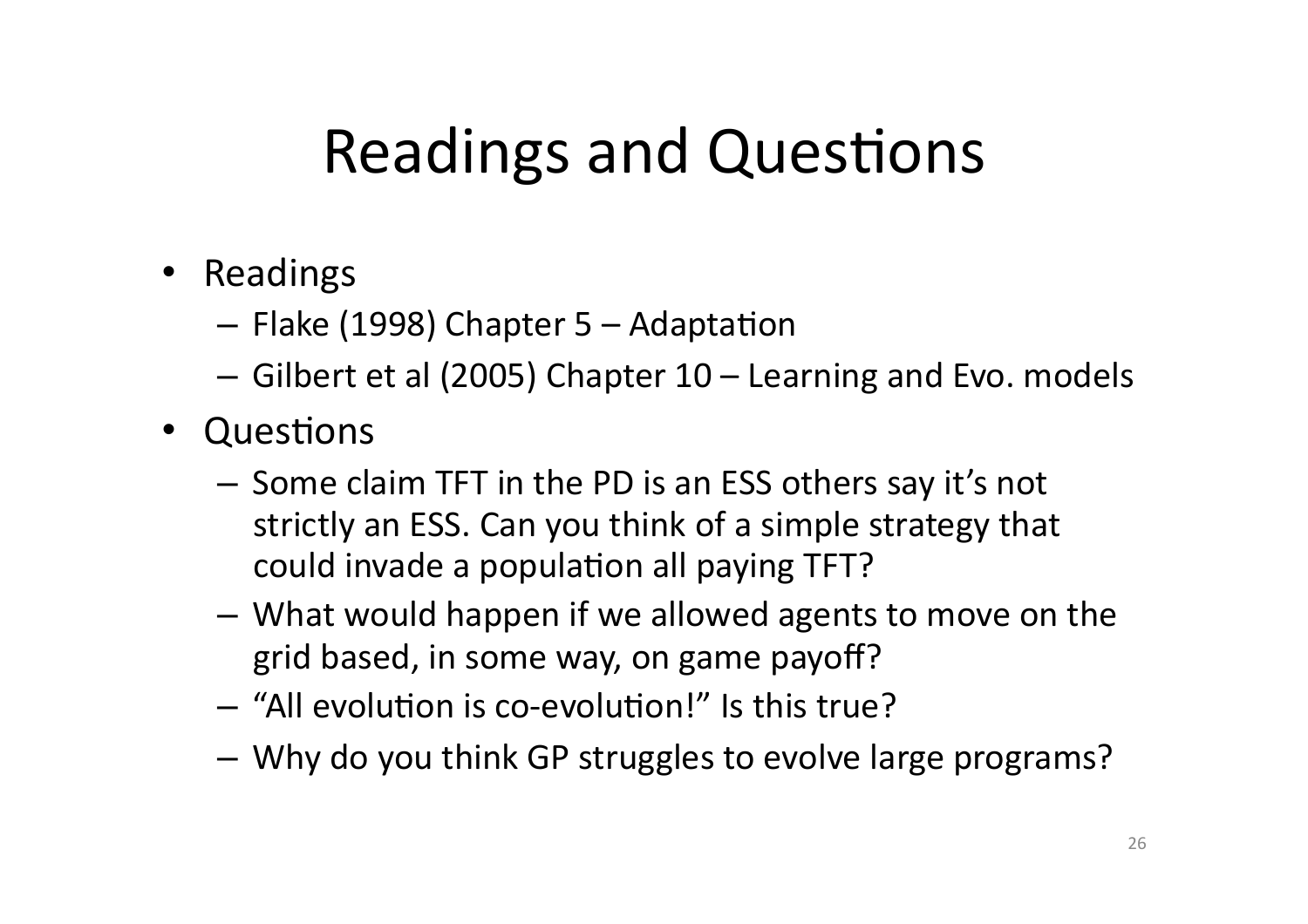# Readings and Questions

- Readings
  - Flake (1998) Chapter 5 – Adaptation
  - Gilbert et al (2005) Chapter 10 – Learning and Evo. models
- Questions
  - Some claim TFT in the PD is an ESS others say it's not strictly an ESS. Can you think of a simple strategy that could invade a population all paying TFT?
  - What would happen if we allowed agents to move on the grid based, in some way, on game payoff?
  - "All evolution is co-evolution!" Is this true?
  - Why do you think GP struggles to evolve large programs?